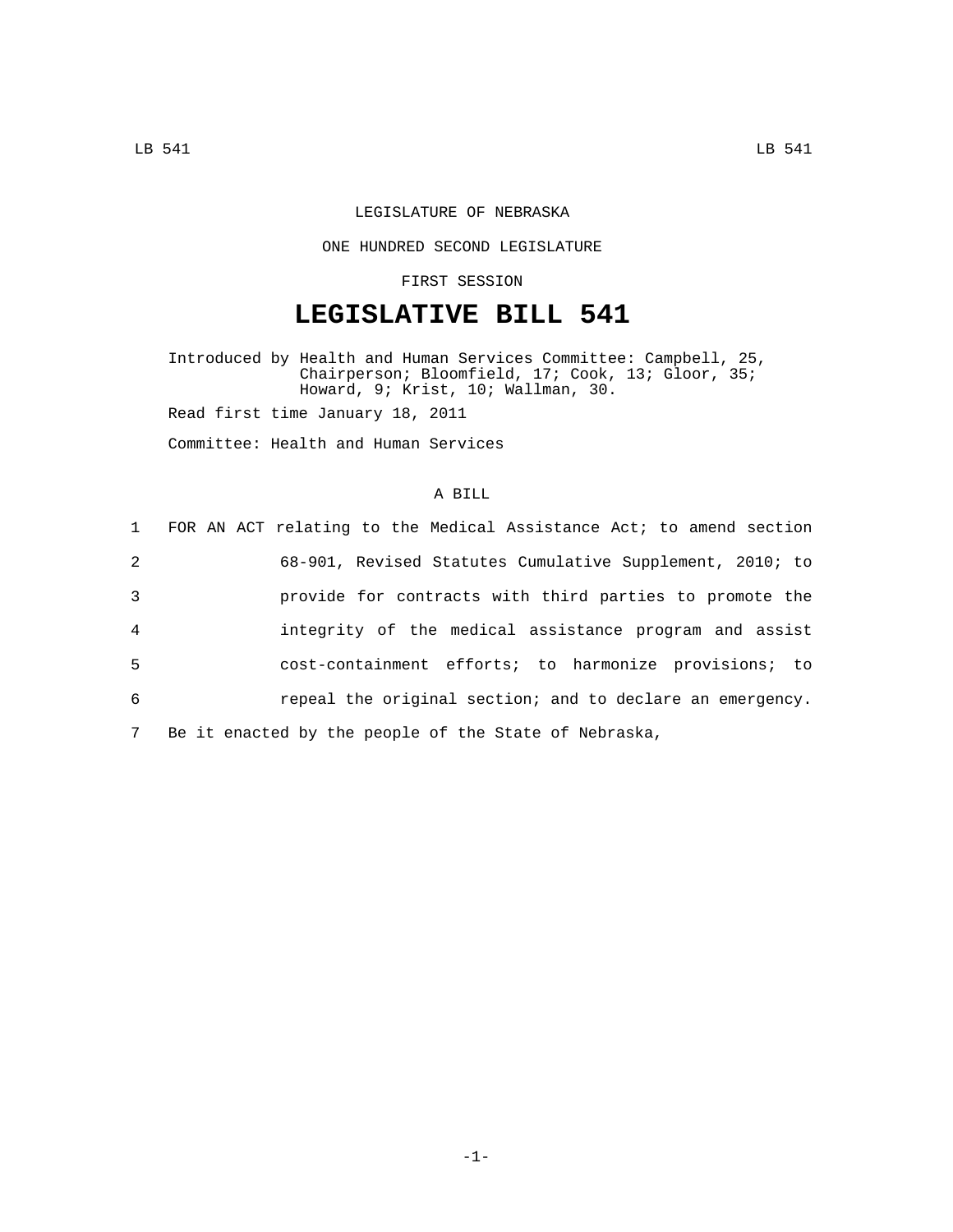LEGISLATURE OF NEBRASKA

ONE HUNDRED SECOND LEGISLATURE

FIRST SESSION

# LEGISLATIVE BILL 541

Introduced by Health and Human Services Committee: Campbell, 25, Chairperson; Bloomfield, 17; Cook, 13; Gloor, 35; Howard, 9; Krist, 10; Wallman, 30.

Read first time January 18, 2011

Committee: Health and Human Services

A BILL

1 FOR AN ACT relating to the Medical Assistance Act; to amend section
2 68-901, Revised Statutes Cumulative Supplement, 2010; to
3 provide for contracts with third parties to promote the
4 integrity of the medical assistance program and assist
5 cost-containment efforts; to harmonize provisions; to
6 repeal the original section; and to declare an emergency.
7 Be it enacted by the people of the State of Nebraska,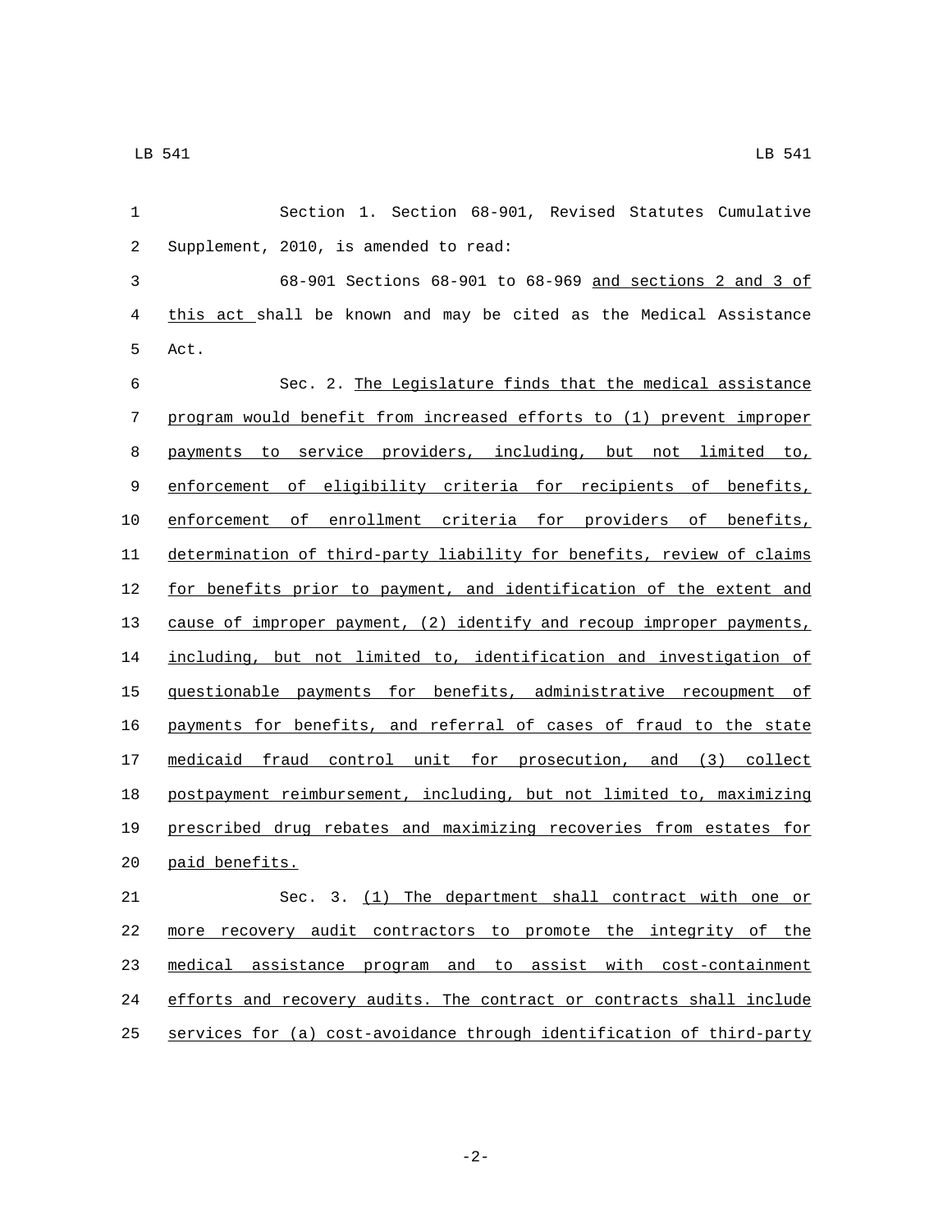Section 1. Section 68-901, Revised Statutes Cumulative Supplement, 2010, is amended to read:

68-901 Sections 68-901 to 68-969 and sections 2 and 3 of this act shall be known and may be cited as the Medical Assistance Act.

Sec. 2. The Legislature finds that the medical assistance program would benefit from increased efforts to (1) prevent improper payments to service providers, including, but not limited to, enforcement of eligibility criteria for recipients of benefits, enforcement of enrollment criteria for providers of benefits, determination of third-party liability for benefits, review of claims for benefits prior to payment, and identification of the extent and cause of improper payment, (2) identify and recoup improper payments, including, but not limited to, identification and investigation of questionable payments for benefits, administrative recoupment of payments for benefits, and referral of cases of fraud to the state medicaid fraud control unit for prosecution, and (3) collect postpayment reimbursement, including, but not limited to, maximizing prescribed drug rebates and maximizing recoveries from estates for paid benefits.

Sec. 3. (1) The department shall contract with one or more recovery audit contractors to promote the integrity of the medical assistance program and to assist with cost-containment efforts and recovery audits. The contract or contracts shall include services for (a) cost-avoidance through identification of third-party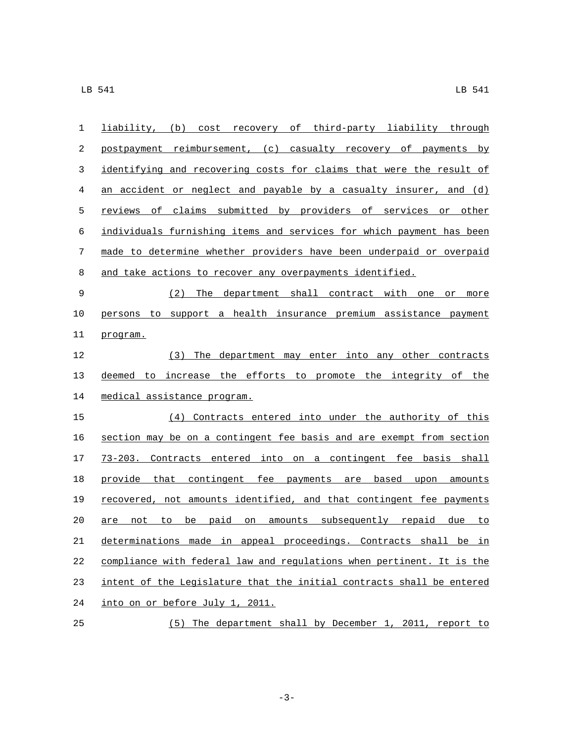liability, (b) cost recovery of third-party liability through postpayment reimbursement, (c) casualty recovery of payments by identifying and recovering costs for claims that were the result of an accident or neglect and payable by a casualty insurer, and (d) reviews of claims submitted by providers of services or other individuals furnishing items and services for which payment has been made to determine whether providers have been underpaid or overpaid and take actions to recover any overpayments identified.

(2) The department shall contract with one or more persons to support a health insurance premium assistance payment program.

(3) The department may enter into any other contracts deemed to increase the efforts to promote the integrity of the medical assistance program.

(4) Contracts entered into under the authority of this section may be on a contingent fee basis and are exempt from section 73-203. Contracts entered into on a contingent fee basis shall provide that contingent fee payments are based upon amounts recovered, not amounts identified, and that contingent fee payments are not to be paid on amounts subsequently repaid due to determinations made in appeal proceedings. Contracts shall be in compliance with federal law and regulations when pertinent. It is the intent of the Legislature that the initial contracts shall be entered into on or before July 1, 2011.

(5) The department shall by December 1, 2011, report to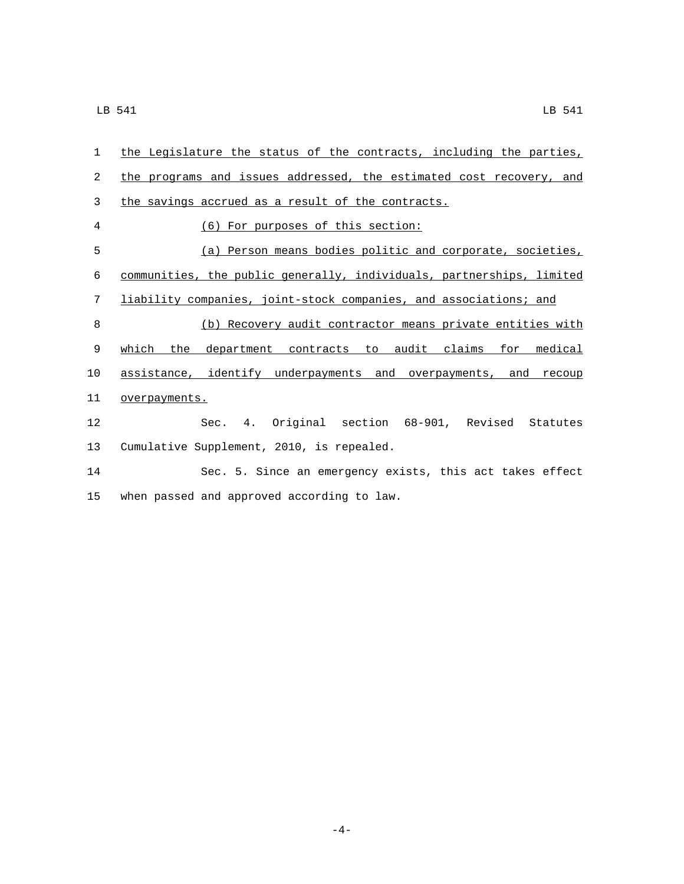the Legislature the status of the contracts, including the parties, the programs and issues addressed, the estimated cost recovery, and the savings accrued as a result of the contracts.

(6) For purposes of this section:

(a) Person means bodies politic and corporate, societies, communities, the public generally, individuals, partnerships, limited liability companies, joint-stock companies, and associations; and

(b) Recovery audit contractor means private entities with which the department contracts to audit claims for medical assistance, identify underpayments and overpayments, and recoup overpayments.

Sec. 4. Original section 68-901, Revised Statutes Cumulative Supplement, 2010, is repealed.

Sec. 5. Since an emergency exists, this act takes effect when passed and approved according to law.